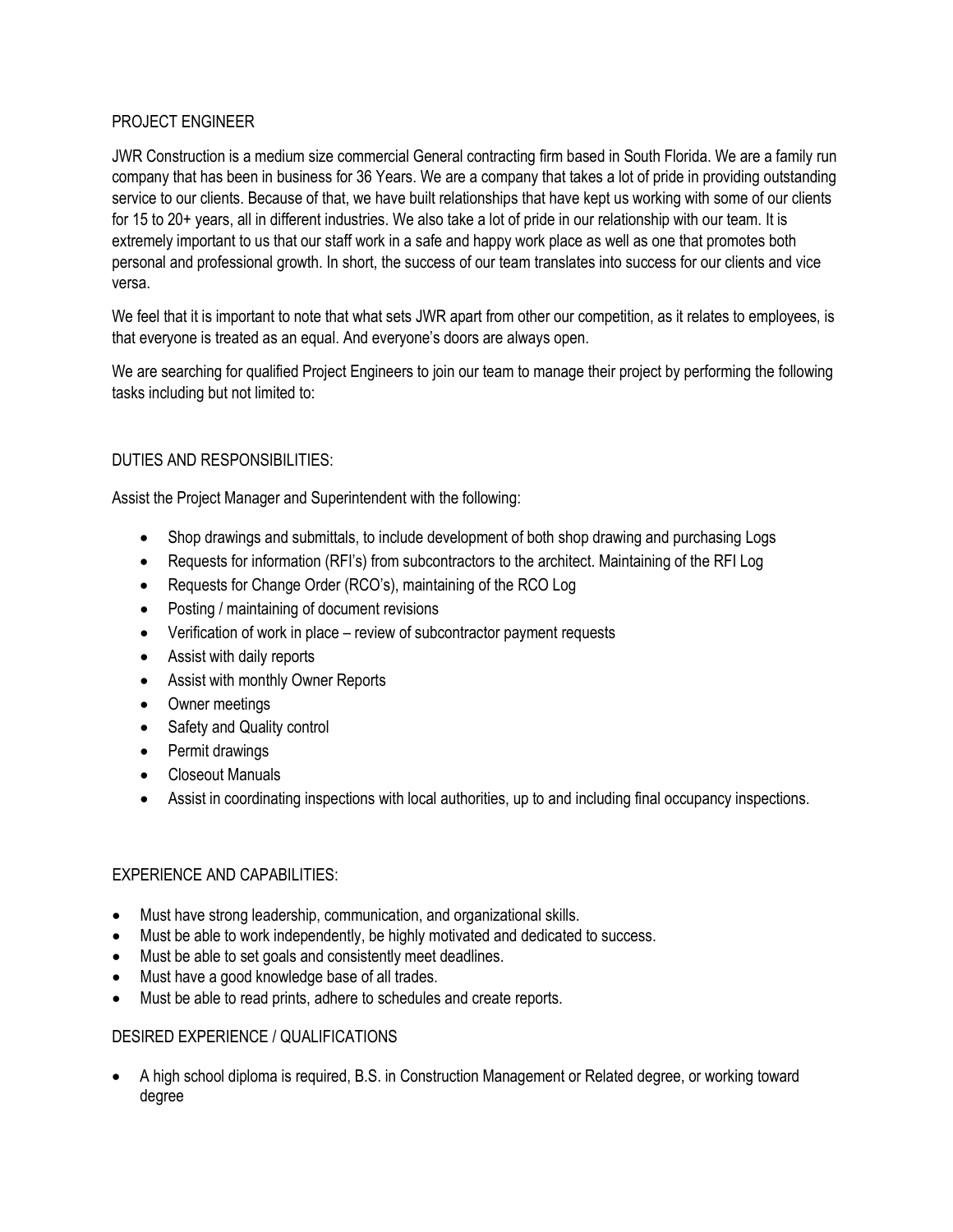# PROJECT ENGINEER

JWR Construction is a medium size commercial General contracting firm based in South Florida. We are a family run company that has been in business for 36 Years. We are a company that takes a lot of pride in providing outstanding service to our clients. Because of that, we have built relationships that have kept us working with some of our clients for 15 to 20+ years, all in different industries. We also take a lot of pride in our relationship with our team. It is extremely important to us that our staff work in a safe and happy work place as well as one that promotes both personal and professional growth. In short, the success of our team translates into success for our clients and vice versa.

We feel that it is important to note that what sets JWR apart from other our competition, as it relates to employees, is that everyone is treated as an equal. And everyone's doors are always open.

We are searching for qualified Project Engineers to join our team to manage their project by performing the following tasks including but not limited to:

## DUTIES AND RESPONSIBILITIES:

Assist the Project Manager and Superintendent with the following:

- Shop drawings and submittals, to include development of both shop drawing and purchasing Logs
- Requests for information (RFI's) from subcontractors to the architect. Maintaining of the RFI Log
- Requests for Change Order (RCO's), maintaining of the RCO Log
- Posting / maintaining of document revisions
- Verification of work in place – review of subcontractor payment requests
- Assist with daily reports
- Assist with monthly Owner Reports
- Owner meetings
- Safety and Quality control
- Permit drawings
- Closeout Manuals
- Assist in coordinating inspections with local authorities, up to and including final occupancy inspections.

## EXPERIENCE AND CAPABILITIES:

- Must have strong leadership, communication, and organizational skills.
- Must be able to work independently, be highly motivated and dedicated to success.
- Must be able to set goals and consistently meet deadlines.
- Must have a good knowledge base of all trades.
- Must be able to read prints, adhere to schedules and create reports.

## DESIRED EXPERIENCE / QUALIFICATIONS

- A high school diploma is required, B.S. in Construction Management or Related degree, or working toward degree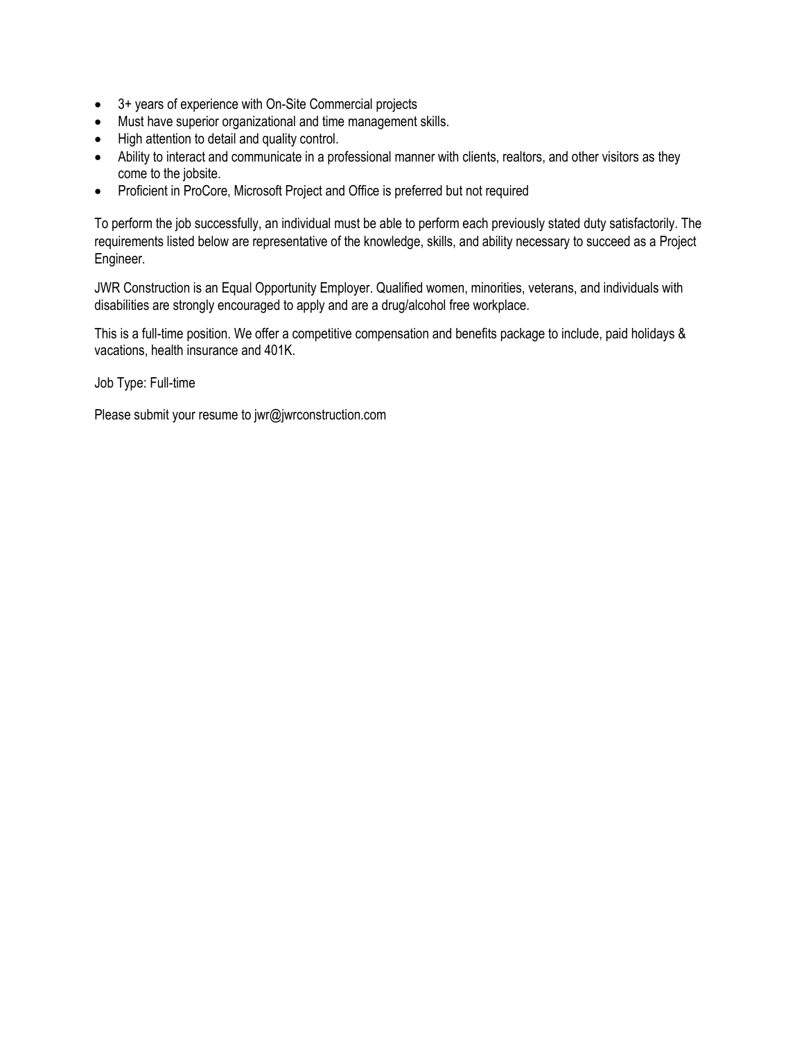- 3+ years of experience with On-Site Commercial projects
- Must have superior organizational and time management skills.
- High attention to detail and quality control.
- Ability to interact and communicate in a professional manner with clients, realtors, and other visitors as they come to the jobsite.
- Proficient in ProCore, Microsoft Project and Office is preferred but not required

To perform the job successfully, an individual must be able to perform each previously stated duty satisfactorily. The requirements listed below are representative of the knowledge, skills, and ability necessary to succeed as a Project Engineer.

JWR Construction is an Equal Opportunity Employer. Qualified women, minorities, veterans, and individuals with disabilities are strongly encouraged to apply and are a drug/alcohol free workplace.

This is a full-time position. We offer a competitive compensation and benefits package to include, paid holidays & vacations, health insurance and 401K.

Job Type: Full-time

Please submit your resume to jwr@jwrconstruction.com